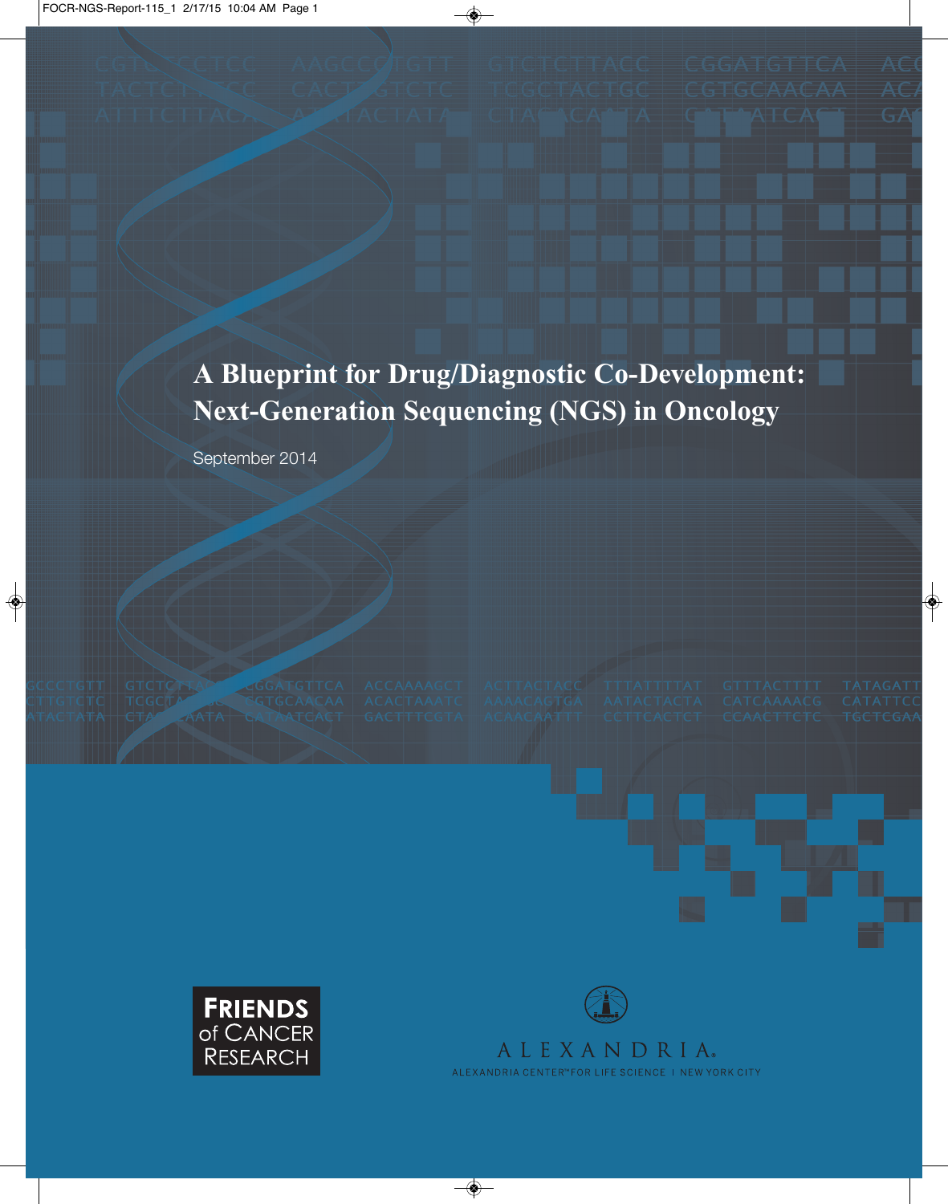# A Blueprint for Drug/Diagnostic Co-Development: Next-Generation Sequencing (NGS) in Oncology

September 2014

FRIENDS of CANCER RESEARCH

ALEXANDRIA.

ALEXANDRIA CENTER™ FOR LIFE SCIENCE | NEW YORK CITY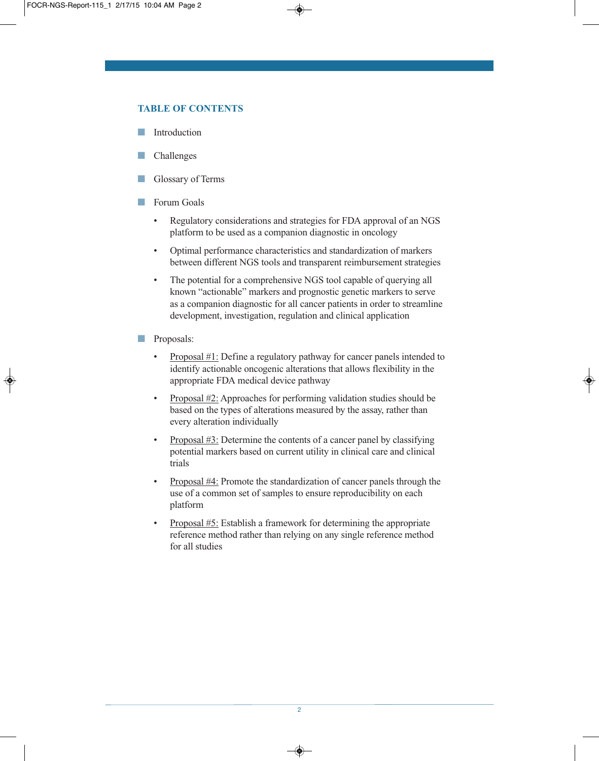## TABLE OF CONTENTS

- Introduction
- Challenges
- Glossary of Terms
- Forum Goals
  - Regulatory considerations and strategies for FDA approval of an NGS platform to be used as a companion diagnostic in oncology
  - Optimal performance characteristics and standardization of markers between different NGS tools and transparent reimbursement strategies
  - The potential for a comprehensive NGS tool capable of querying all known "actionable" markers and prognostic genetic markers to serve as a companion diagnostic for all cancer patients in order to streamline development, investigation, regulation and clinical application
- Proposals:
  - Proposal #1: Define a regulatory pathway for cancer panels intended to identify actionable oncogenic alterations that allows flexibility in the appropriate FDA medical device pathway
  - Proposal #2: Approaches for performing validation studies should be based on the types of alterations measured by the assay, rather than every alteration individually
  - Proposal #3: Determine the contents of a cancer panel by classifying potential markers based on current utility in clinical care and clinical trials
  - Proposal #4: Promote the standardization of cancer panels through the use of a common set of samples to ensure reproducibility on each platform
  - Proposal #5: Establish a framework for determining the appropriate reference method rather than relying on any single reference method for all studies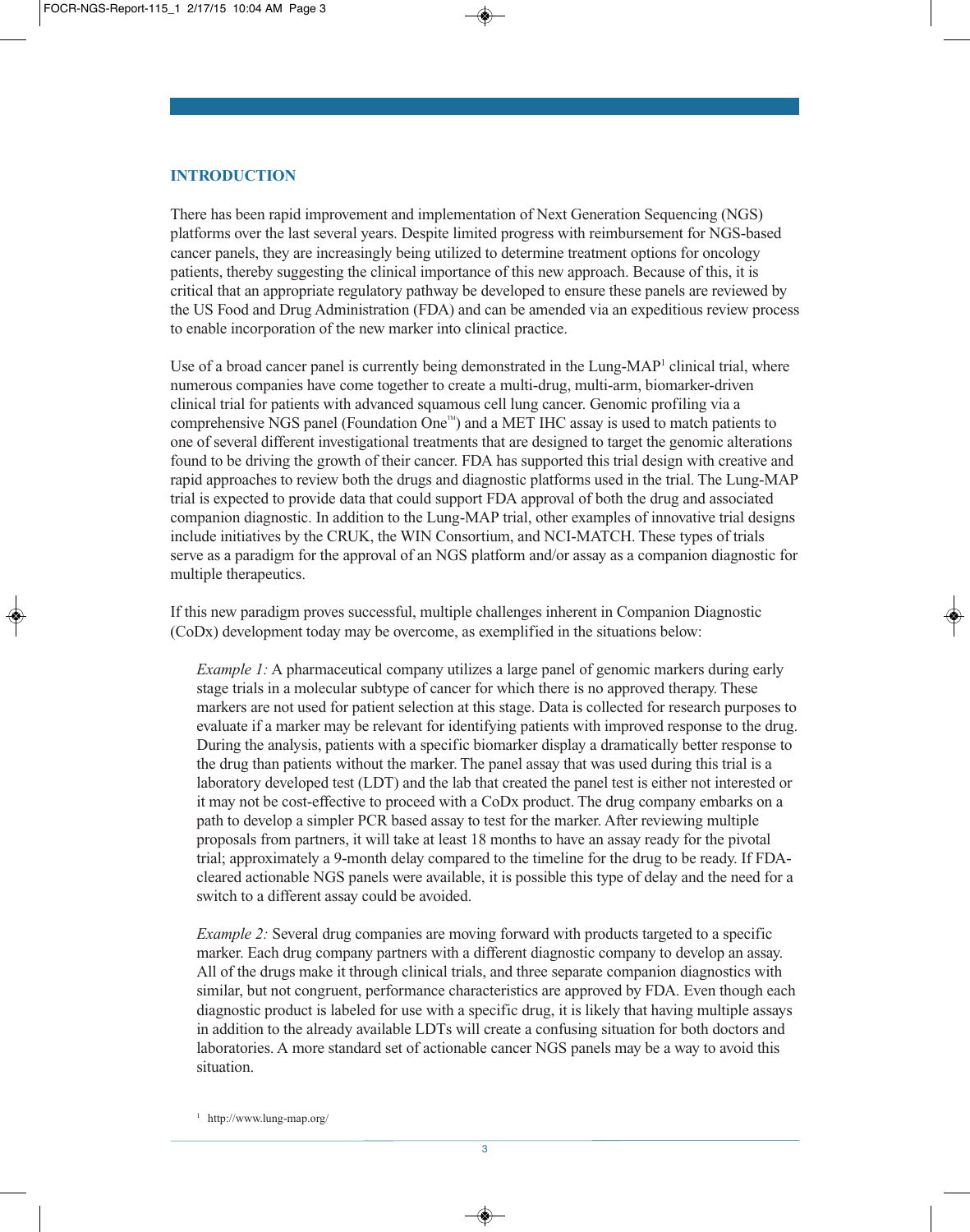## INTRODUCTION

There has been rapid improvement and implementation of Next Generation Sequencing (NGS) platforms over the last several years. Despite limited progress with reimbursement for NGS-based cancer panels, they are increasingly being utilized to determine treatment options for oncology patients, thereby suggesting the clinical importance of this new approach. Because of this, it is critical that an appropriate regulatory pathway be developed to ensure these panels are reviewed by the US Food and Drug Administration (FDA) and can be amended via an expeditious review process to enable incorporation of the new marker into clinical practice.

Use of a broad cancer panel is currently being demonstrated in the Lung-MAP[1] clinical trial, where numerous companies have come together to create a multi-drug, multi-arm, biomarker-driven clinical trial for patients with advanced squamous cell lung cancer. Genomic profiling via a comprehensive NGS panel (Foundation One™) and a MET IHC assay is used to match patients to one of several different investigational treatments that are designed to target the genomic alterations found to be driving the growth of their cancer. FDA has supported this trial design with creative and rapid approaches to review both the drugs and diagnostic platforms used in the trial. The Lung-MAP trial is expected to provide data that could support FDA approval of both the drug and associated companion diagnostic. In addition to the Lung-MAP trial, other examples of innovative trial designs include initiatives by the CRUK, the WIN Consortium, and NCI-MATCH. These types of trials serve as a paradigm for the approval of an NGS platform and/or assay as a companion diagnostic for multiple therapeutics.

If this new paradigm proves successful, multiple challenges inherent in Companion Diagnostic (CoDx) development today may be overcome, as exemplified in the situations below:

> *Example 1:* A pharmaceutical company utilizes a large panel of genomic markers during early stage trials in a molecular subtype of cancer for which there is no approved therapy. These markers are not used for patient selection at this stage. Data is collected for research purposes to evaluate if a marker may be relevant for identifying patients with improved response to the drug. During the analysis, patients with a specific biomarker display a dramatically better response to the drug than patients without the marker. The panel assay that was used during this trial is a laboratory developed test (LDT) and the lab that created the panel test is either not interested or it may not be cost-effective to proceed with a CoDx product. The drug company embarks on a path to develop a simpler PCR based assay to test for the marker. After reviewing multiple proposals from partners, it will take at least 18 months to have an assay ready for the pivotal trial; approximately a 9-month delay compared to the timeline for the drug to be ready. If FDA-cleared actionable NGS panels were available, it is possible this type of delay and the need for a switch to a different assay could be avoided.

> *Example 2:* Several drug companies are moving forward with products targeted to a specific marker. Each drug company partners with a different diagnostic company to develop an assay. All of the drugs make it through clinical trials, and three separate companion diagnostics with similar, but not congruent, performance characteristics are approved by FDA. Even though each diagnostic product is labeled for use with a specific drug, it is likely that having multiple assays in addition to the already available LDTs will create a confusing situation for both doctors and laboratories. A more standard set of actionable cancer NGS panels may be a way to avoid this situation.

[1] http://www.lung-map.org/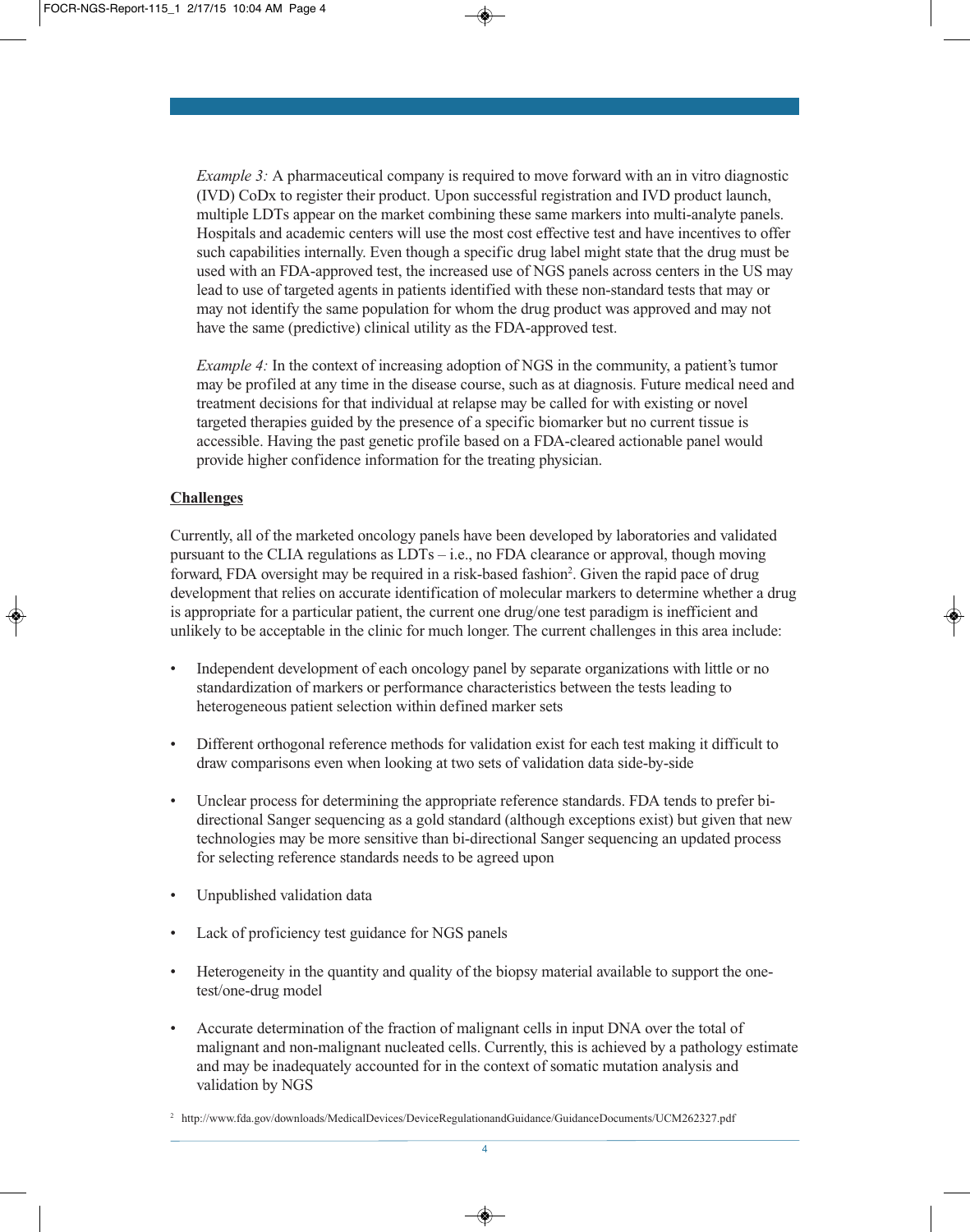*Example 3:* A pharmaceutical company is required to move forward with an in vitro diagnostic (IVD) CoDx to register their product. Upon successful registration and IVD product launch, multiple LDTs appear on the market combining these same markers into multi-analyte panels. Hospitals and academic centers will use the most cost effective test and have incentives to offer such capabilities internally. Even though a specific drug label might state that the drug must be used with an FDA-approved test, the increased use of NGS panels across centers in the US may lead to use of targeted agents in patients identified with these non-standard tests that may or may not identify the same population for whom the drug product was approved and may not have the same (predictive) clinical utility as the FDA-approved test.

*Example 4:* In the context of increasing adoption of NGS in the community, a patient's tumor may be profiled at any time in the disease course, such as at diagnosis. Future medical need and treatment decisions for that individual at relapse may be called for with existing or novel targeted therapies guided by the presence of a specific biomarker but no current tissue is accessible. Having the past genetic profile based on a FDA-cleared actionable panel would provide higher confidence information for the treating physician.

**Challenges**

Currently, all of the marketed oncology panels have been developed by laboratories and validated pursuant to the CLIA regulations as LDTs – i.e., no FDA clearance or approval, though moving forward, FDA oversight may be required in a risk-based fashion[2]. Given the rapid pace of drug development that relies on accurate identification of molecular markers to determine whether a drug is appropriate for a particular patient, the current one drug/one test paradigm is inefficient and unlikely to be acceptable in the clinic for much longer. The current challenges in this area include:

- Independent development of each oncology panel by separate organizations with little or no standardization of markers or performance characteristics between the tests leading to heterogeneous patient selection within defined marker sets
- Different orthogonal reference methods for validation exist for each test making it difficult to draw comparisons even when looking at two sets of validation data side-by-side
- Unclear process for determining the appropriate reference standards. FDA tends to prefer bi-directional Sanger sequencing as a gold standard (although exceptions exist) but given that new technologies may be more sensitive than bi-directional Sanger sequencing an updated process for selecting reference standards needs to be agreed upon
- Unpublished validation data
- Lack of proficiency test guidance for NGS panels
- Heterogeneity in the quantity and quality of the biopsy material available to support the one-test/one-drug model
- Accurate determination of the fraction of malignant cells in input DNA over the total of malignant and non-malignant nucleated cells. Currently, this is achieved by a pathology estimate and may be inadequately accounted for in the context of somatic mutation analysis and validation by NGS

[2] http://www.fda.gov/downloads/MedicalDevices/DeviceRegulationandGuidance/GuidanceDocuments/UCM262327.pdf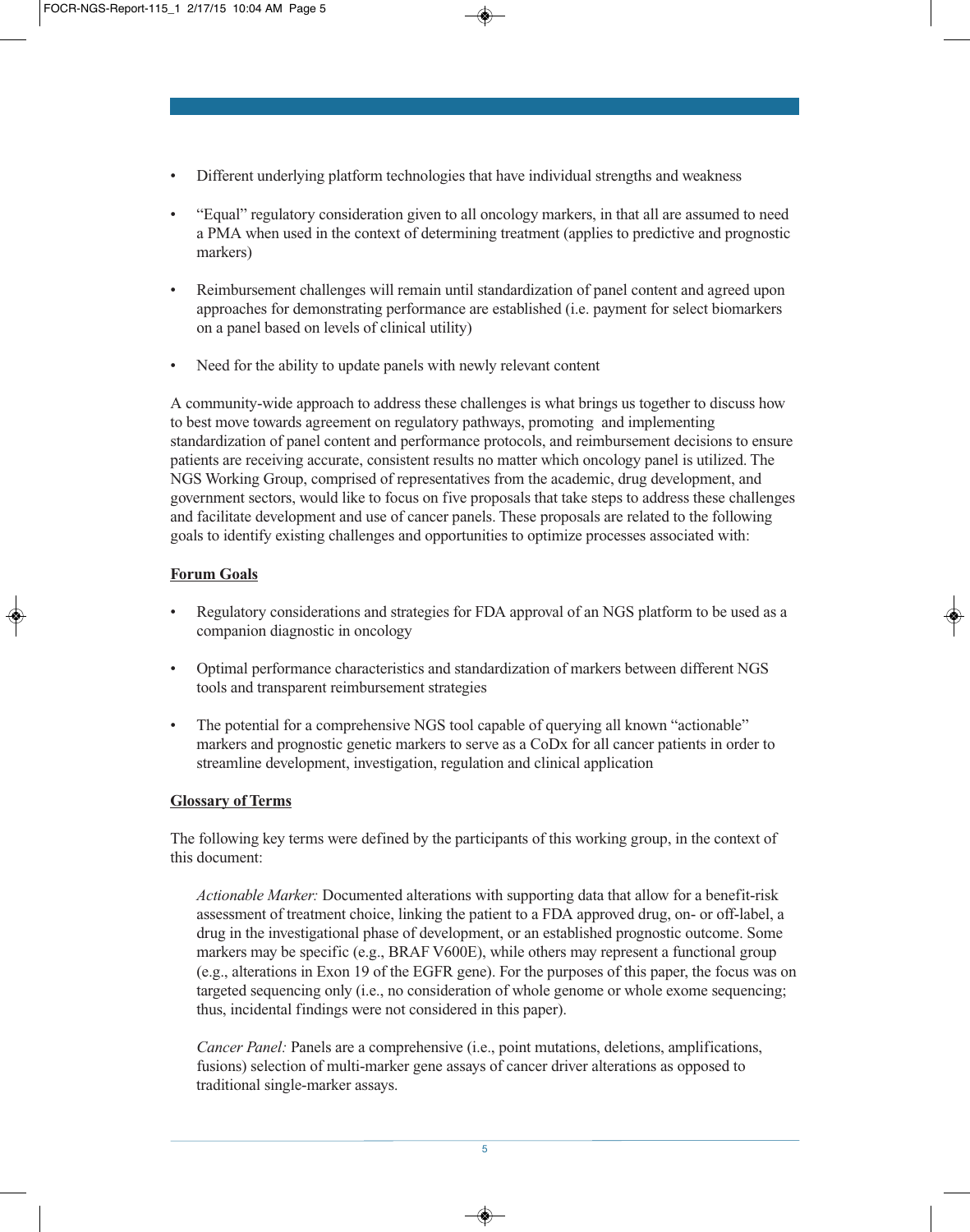- Different underlying platform technologies that have individual strengths and weakness
- "Equal" regulatory consideration given to all oncology markers, in that all are assumed to need a PMA when used in the context of determining treatment (applies to predictive and prognostic markers)
- Reimbursement challenges will remain until standardization of panel content and agreed upon approaches for demonstrating performance are established (i.e. payment for select biomarkers on a panel based on levels of clinical utility)
- Need for the ability to update panels with newly relevant content

A community-wide approach to address these challenges is what brings us together to discuss how to best move towards agreement on regulatory pathways, promoting and implementing standardization of panel content and performance protocols, and reimbursement decisions to ensure patients are receiving accurate, consistent results no matter which oncology panel is utilized. The NGS Working Group, comprised of representatives from the academic, drug development, and government sectors, would like to focus on five proposals that take steps to address these challenges and facilitate development and use of cancer panels. These proposals are related to the following goals to identify existing challenges and opportunities to optimize processes associated with:

**Forum Goals**

- Regulatory considerations and strategies for FDA approval of an NGS platform to be used as a companion diagnostic in oncology
- Optimal performance characteristics and standardization of markers between different NGS tools and transparent reimbursement strategies
- The potential for a comprehensive NGS tool capable of querying all known "actionable" markers and prognostic genetic markers to serve as a CoDx for all cancer patients in order to streamline development, investigation, regulation and clinical application

**Glossary of Terms**

The following key terms were defined by the participants of this working group, in the context of this document:

*Actionable Marker:* Documented alterations with supporting data that allow for a benefit-risk assessment of treatment choice, linking the patient to a FDA approved drug, on- or off-label, a drug in the investigational phase of development, or an established prognostic outcome. Some markers may be specific (e.g., BRAF V600E), while others may represent a functional group (e.g., alterations in Exon 19 of the EGFR gene). For the purposes of this paper, the focus was on targeted sequencing only (i.e., no consideration of whole genome or whole exome sequencing; thus, incidental findings were not considered in this paper).

*Cancer Panel:* Panels are a comprehensive (i.e., point mutations, deletions, amplifications, fusions) selection of multi-marker gene assays of cancer driver alterations as opposed to traditional single-marker assays.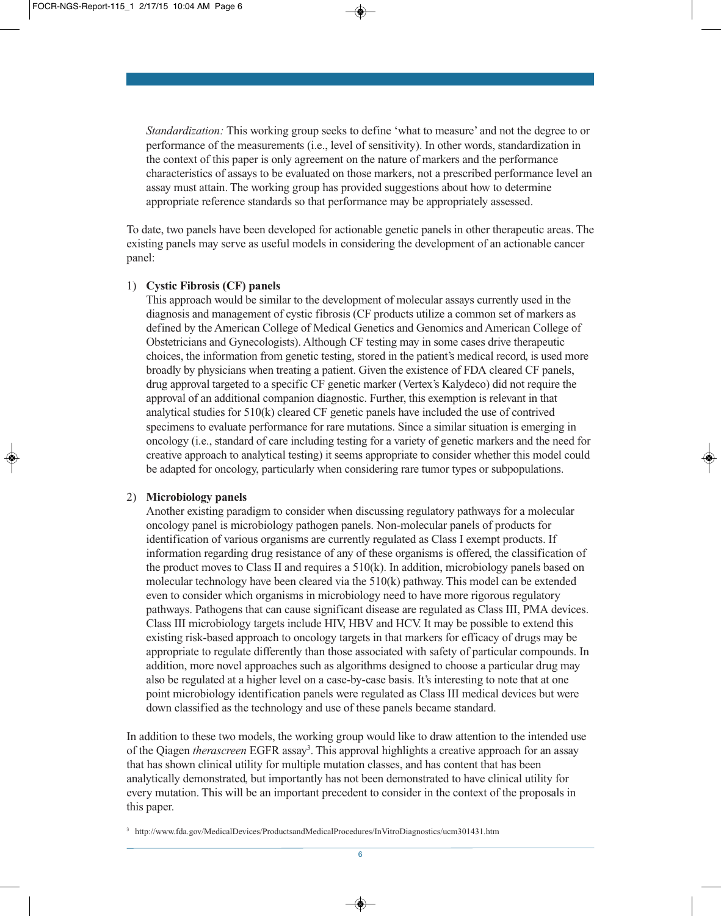*Standardization:* This working group seeks to define 'what to measure' and not the degree to or performance of the measurements (i.e., level of sensitivity). In other words, standardization in the context of this paper is only agreement on the nature of markers and the performance characteristics of assays to be evaluated on those markers, not a prescribed performance level an assay must attain. The working group has provided suggestions about how to determine appropriate reference standards so that performance may be appropriately assessed.

To date, two panels have been developed for actionable genetic panels in other therapeutic areas. The existing panels may serve as useful models in considering the development of an actionable cancer panel:

1) **Cystic Fibrosis (CF) panels**
   This approach would be similar to the development of molecular assays currently used in the diagnosis and management of cystic fibrosis (CF products utilize a common set of markers as defined by the American College of Medical Genetics and Genomics and American College of Obstetricians and Gynecologists). Although CF testing may in some cases drive therapeutic choices, the information from genetic testing, stored in the patient's medical record, is used more broadly by physicians when treating a patient. Given the existence of FDA cleared CF panels, drug approval targeted to a specific CF genetic marker (Vertex's Kalydeco) did not require the approval of an additional companion diagnostic. Further, this exemption is relevant in that analytical studies for 510(k) cleared CF genetic panels have included the use of contrived specimens to evaluate performance for rare mutations. Since a similar situation is emerging in oncology (i.e., standard of care including testing for a variety of genetic markers and the need for creative approach to analytical testing) it seems appropriate to consider whether this model could be adapted for oncology, particularly when considering rare tumor types or subpopulations.

2) **Microbiology panels**
   Another existing paradigm to consider when discussing regulatory pathways for a molecular oncology panel is microbiology pathogen panels. Non-molecular panels of products for identification of various organisms are currently regulated as Class I exempt products. If information regarding drug resistance of any of these organisms is offered, the classification of the product moves to Class II and requires a 510(k). In addition, microbiology panels based on molecular technology have been cleared via the 510(k) pathway. This model can be extended even to consider which organisms in microbiology need to have more rigorous regulatory pathways. Pathogens that can cause significant disease are regulated as Class III, PMA devices. Class III microbiology targets include HIV, HBV and HCV. It may be possible to extend this existing risk-based approach to oncology targets in that markers for efficacy of drugs may be appropriate to regulate differently than those associated with safety of particular compounds. In addition, more novel approaches such as algorithms designed to choose a particular drug may also be regulated at a higher level on a case-by-case basis. It's interesting to note that at one point microbiology identification panels were regulated as Class III medical devices but were down classified as the technology and use of these panels became standard.

In addition to these two models, the working group would like to draw attention to the intended use of the Qiagen *therascreen* EGFR assay[3]. This approval highlights a creative approach for an assay that has shown clinical utility for multiple mutation classes, and has content that has been analytically demonstrated, but importantly has not been demonstrated to have clinical utility for every mutation. This will be an important precedent to consider in the context of the proposals in this paper.

[3] http://www.fda.gov/MedicalDevices/ProductsandMedicalProcedures/InVitroDiagnostics/ucm301431.htm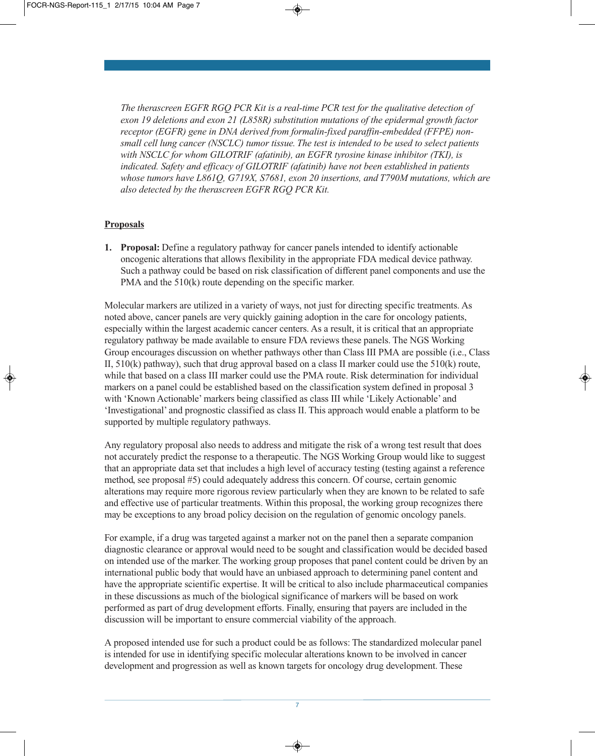*The therascreen EGFR RGQ PCR Kit is a real-time PCR test for the qualitative detection of exon 19 deletions and exon 21 (L858R) substitution mutations of the epidermal growth factor receptor (EGFR) gene in DNA derived from formalin-fixed paraffin-embedded (FFPE) non-small cell lung cancer (NSCLC) tumor tissue. The test is intended to be used to select patients with NSCLC for whom GILOTRIF (afatinib), an EGFR tyrosine kinase inhibitor (TKI), is indicated. Safety and efficacy of GILOTRIF (afatinib) have not been established in patients whose tumors have L861Q, G719X, S7681, exon 20 insertions, and T790M mutations, which are also detected by the therascreen EGFR RGQ PCR Kit.*

**Proposals**

1. **Proposal:** Define a regulatory pathway for cancer panels intended to identify actionable oncogenic alterations that allows flexibility in the appropriate FDA medical device pathway. Such a pathway could be based on risk classification of different panel components and use the PMA and the 510(k) route depending on the specific marker.

Molecular markers are utilized in a variety of ways, not just for directing specific treatments. As noted above, cancer panels are very quickly gaining adoption in the care for oncology patients, especially within the largest academic cancer centers. As a result, it is critical that an appropriate regulatory pathway be made available to ensure FDA reviews these panels. The NGS Working Group encourages discussion on whether pathways other than Class III PMA are possible (i.e., Class II, 510(k) pathway), such that drug approval based on a class II marker could use the 510(k) route, while that based on a class III marker could use the PMA route. Risk determination for individual markers on a panel could be established based on the classification system defined in proposal 3 with 'Known Actionable' markers being classified as class III while 'Likely Actionable' and 'Investigational' and prognostic classified as class II. This approach would enable a platform to be supported by multiple regulatory pathways.

Any regulatory proposal also needs to address and mitigate the risk of a wrong test result that does not accurately predict the response to a therapeutic. The NGS Working Group would like to suggest that an appropriate data set that includes a high level of accuracy testing (testing against a reference method, see proposal #5) could adequately address this concern. Of course, certain genomic alterations may require more rigorous review particularly when they are known to be related to safe and effective use of particular treatments. Within this proposal, the working group recognizes there may be exceptions to any broad policy decision on the regulation of genomic oncology panels.

For example, if a drug was targeted against a marker not on the panel then a separate companion diagnostic clearance or approval would need to be sought and classification would be decided based on intended use of the marker. The working group proposes that panel content could be driven by an international public body that would have an unbiased approach to determining panel content and have the appropriate scientific expertise. It will be critical to also include pharmaceutical companies in these discussions as much of the biological significance of markers will be based on work performed as part of drug development efforts. Finally, ensuring that payers are included in the discussion will be important to ensure commercial viability of the approach.

A proposed intended use for such a product could be as follows: The standardized molecular panel is intended for use in identifying specific molecular alterations known to be involved in cancer development and progression as well as known targets for oncology drug development. These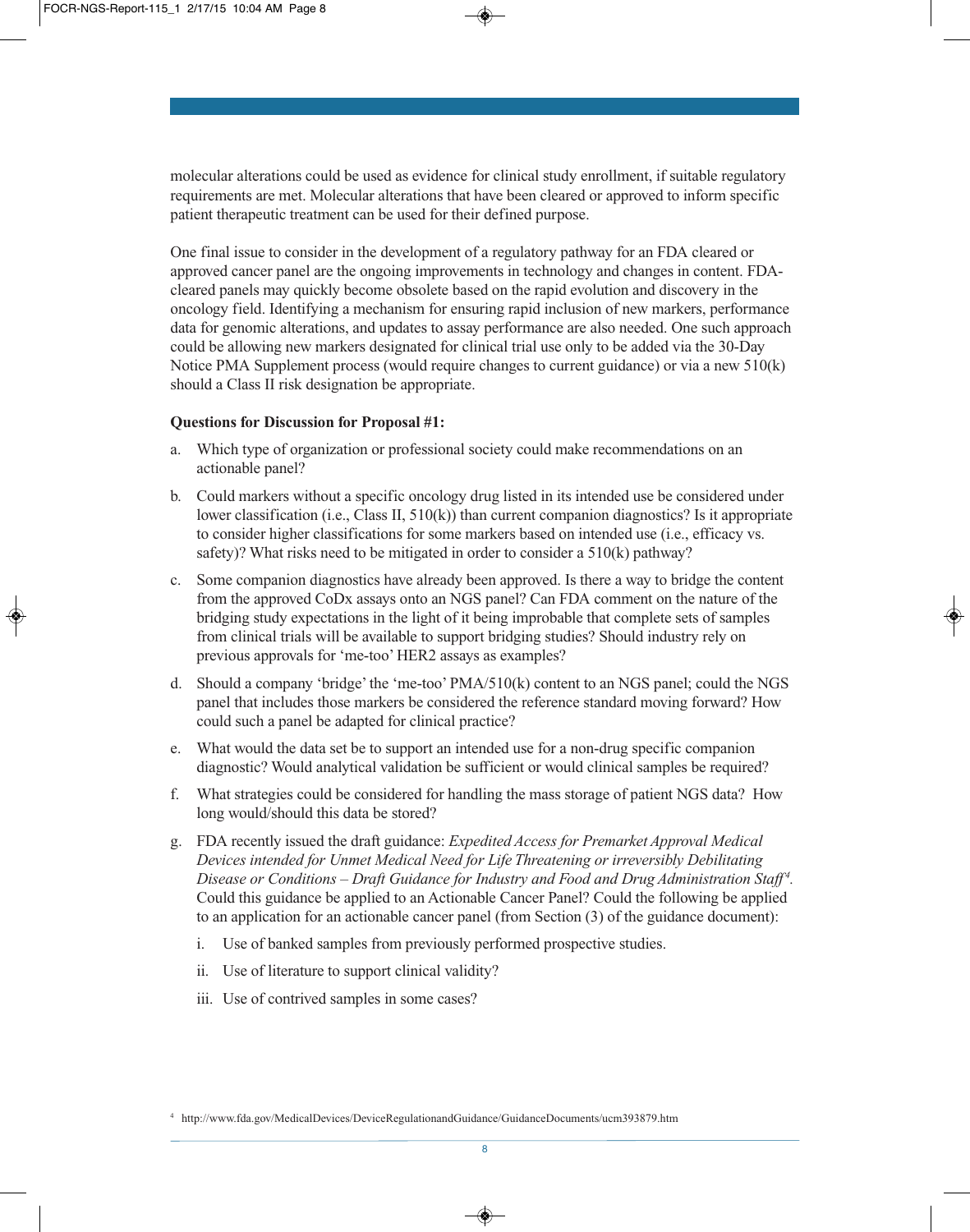molecular alterations could be used as evidence for clinical study enrollment, if suitable regulatory requirements are met. Molecular alterations that have been cleared or approved to inform specific patient therapeutic treatment can be used for their defined purpose.

One final issue to consider in the development of a regulatory pathway for an FDA cleared or approved cancer panel are the ongoing improvements in technology and changes in content. FDA-cleared panels may quickly become obsolete based on the rapid evolution and discovery in the oncology field. Identifying a mechanism for ensuring rapid inclusion of new markers, performance data for genomic alterations, and updates to assay performance are also needed. One such approach could be allowing new markers designated for clinical trial use only to be added via the 30-Day Notice PMA Supplement process (would require changes to current guidance) or via a new 510(k) should a Class II risk designation be appropriate.

**Questions for Discussion for Proposal #1:**

a. Which type of organization or professional society could make recommendations on an actionable panel?

b. Could markers without a specific oncology drug listed in its intended use be considered under lower classification (i.e., Class II, 510(k)) than current companion diagnostics? Is it appropriate to consider higher classifications for some markers based on intended use (i.e., efficacy vs. safety)? What risks need to be mitigated in order to consider a 510(k) pathway?

c. Some companion diagnostics have already been approved. Is there a way to bridge the content from the approved CoDx assays onto an NGS panel? Can FDA comment on the nature of the bridging study expectations in the light of it being improbable that complete sets of samples from clinical trials will be available to support bridging studies? Should industry rely on previous approvals for 'me-too' HER2 assays as examples?

d. Should a company 'bridge' the 'me-too' PMA/510(k) content to an NGS panel; could the NGS panel that includes those markers be considered the reference standard moving forward? How could such a panel be adapted for clinical practice?

e. What would the data set be to support an intended use for a non-drug specific companion diagnostic? Would analytical validation be sufficient or would clinical samples be required?

f. What strategies could be considered for handling the mass storage of patient NGS data? How long would/should this data be stored?

g. FDA recently issued the draft guidance: *Expedited Access for Premarket Approval Medical Devices intended for Unmet Medical Need for Life Threatening or irreversibly Debilitating Disease or Conditions – Draft Guidance for Industry and Food and Drug Administration Staff*[4]. Could this guidance be applied to an Actionable Cancer Panel? Could the following be applied to an application for an actionable cancer panel (from Section (3) of the guidance document):

   i. Use of banked samples from previously performed prospective studies.

   ii. Use of literature to support clinical validity?

   iii. Use of contrived samples in some cases?

[4] http://www.fda.gov/MedicalDevices/DeviceRegulationandGuidance/GuidanceDocuments/ucm393879.htm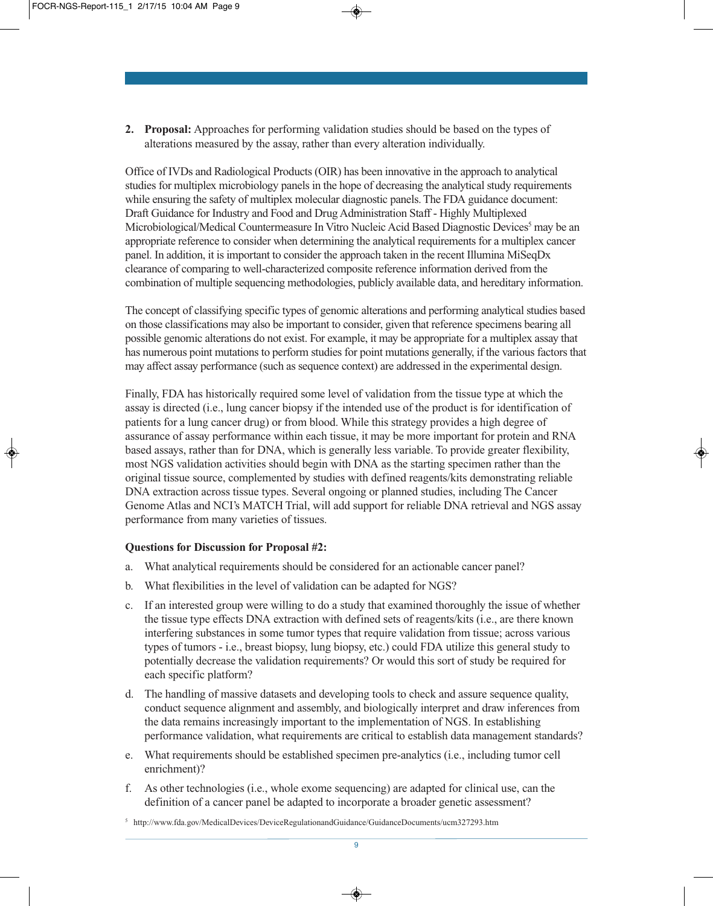2. **Proposal:** Approaches for performing validation studies should be based on the types of alterations measured by the assay, rather than every alteration individually.

Office of IVDs and Radiological Products (OIR) has been innovative in the approach to analytical studies for multiplex microbiology panels in the hope of decreasing the analytical study requirements while ensuring the safety of multiplex molecular diagnostic panels. The FDA guidance document: Draft Guidance for Industry and Food and Drug Administration Staff - Highly Multiplexed Microbiological/Medical Countermeasure In Vitro Nucleic Acid Based Diagnostic Devices[5] may be an appropriate reference to consider when determining the analytical requirements for a multiplex cancer panel. In addition, it is important to consider the approach taken in the recent Illumina MiSeqDx clearance of comparing to well-characterized composite reference information derived from the combination of multiple sequencing methodologies, publicly available data, and hereditary information.

The concept of classifying specific types of genomic alterations and performing analytical studies based on those classifications may also be important to consider, given that reference specimens bearing all possible genomic alterations do not exist. For example, it may be appropriate for a multiplex assay that has numerous point mutations to perform studies for point mutations generally, if the various factors that may affect assay performance (such as sequence context) are addressed in the experimental design.

Finally, FDA has historically required some level of validation from the tissue type at which the assay is directed (i.e., lung cancer biopsy if the intended use of the product is for identification of patients for a lung cancer drug) or from blood. While this strategy provides a high degree of assurance of assay performance within each tissue, it may be more important for protein and RNA based assays, rather than for DNA, which is generally less variable. To provide greater flexibility, most NGS validation activities should begin with DNA as the starting specimen rather than the original tissue source, complemented by studies with defined reagents/kits demonstrating reliable DNA extraction across tissue types. Several ongoing or planned studies, including The Cancer Genome Atlas and NCI's MATCH Trial, will add support for reliable DNA retrieval and NGS assay performance from many varieties of tissues.

**Questions for Discussion for Proposal #2:**

a. What analytical requirements should be considered for an actionable cancer panel?

b. What flexibilities in the level of validation can be adapted for NGS?

c. If an interested group were willing to do a study that examined thoroughly the issue of whether the tissue type effects DNA extraction with defined sets of reagents/kits (i.e., are there known interfering substances in some tumor types that require validation from tissue; across various types of tumors - i.e., breast biopsy, lung biopsy, etc.) could FDA utilize this general study to potentially decrease the validation requirements? Or would this sort of study be required for each specific platform?

d. The handling of massive datasets and developing tools to check and assure sequence quality, conduct sequence alignment and assembly, and biologically interpret and draw inferences from the data remains increasingly important to the implementation of NGS. In establishing performance validation, what requirements are critical to establish data management standards?

e. What requirements should be established specimen pre-analytics (i.e., including tumor cell enrichment)?

f. As other technologies (i.e., whole exome sequencing) are adapted for clinical use, can the definition of a cancer panel be adapted to incorporate a broader genetic assessment?

[5] http://www.fda.gov/MedicalDevices/DeviceRegulationandGuidance/GuidanceDocuments/ucm327293.htm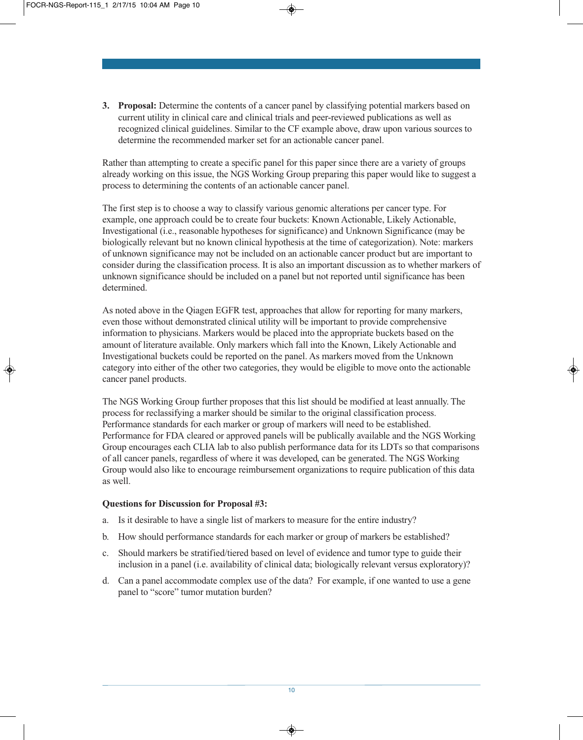3. **Proposal:** Determine the contents of a cancer panel by classifying potential markers based on current utility in clinical care and clinical trials and peer-reviewed publications as well as recognized clinical guidelines. Similar to the CF example above, draw upon various sources to determine the recommended marker set for an actionable cancer panel.

Rather than attempting to create a specific panel for this paper since there are a variety of groups already working on this issue, the NGS Working Group preparing this paper would like to suggest a process to determining the contents of an actionable cancer panel.

The first step is to choose a way to classify various genomic alterations per cancer type. For example, one approach could be to create four buckets: Known Actionable, Likely Actionable, Investigational (i.e., reasonable hypotheses for significance) and Unknown Significance (may be biologically relevant but no known clinical hypothesis at the time of categorization). Note: markers of unknown significance may not be included on an actionable cancer product but are important to consider during the classification process. It is also an important discussion as to whether markers of unknown significance should be included on a panel but not reported until significance has been determined.

As noted above in the Qiagen EGFR test, approaches that allow for reporting for many markers, even those without demonstrated clinical utility will be important to provide comprehensive information to physicians. Markers would be placed into the appropriate buckets based on the amount of literature available. Only markers which fall into the Known, Likely Actionable and Investigational buckets could be reported on the panel. As markers moved from the Unknown category into either of the other two categories, they would be eligible to move onto the actionable cancer panel products.

The NGS Working Group further proposes that this list should be modified at least annually. The process for reclassifying a marker should be similar to the original classification process. Performance standards for each marker or group of markers will need to be established. Performance for FDA cleared or approved panels will be publically available and the NGS Working Group encourages each CLIA lab to also publish performance data for its LDTs so that comparisons of all cancer panels, regardless of where it was developed, can be generated. The NGS Working Group would also like to encourage reimbursement organizations to require publication of this data as well.

**Questions for Discussion for Proposal #3:**

a. Is it desirable to have a single list of markers to measure for the entire industry?

b. How should performance standards for each marker or group of markers be established?

c. Should markers be stratified/tiered based on level of evidence and tumor type to guide their inclusion in a panel (i.e. availability of clinical data; biologically relevant versus exploratory)?

d. Can a panel accommodate complex use of the data? For example, if one wanted to use a gene panel to "score" tumor mutation burden?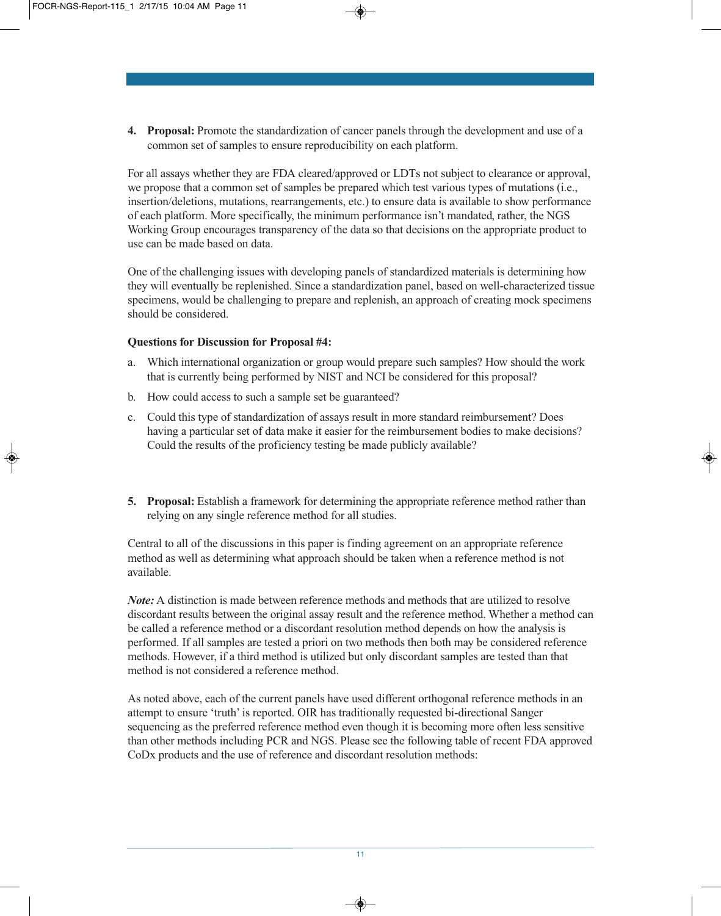4. **Proposal:** Promote the standardization of cancer panels through the development and use of a common set of samples to ensure reproducibility on each platform.

For all assays whether they are FDA cleared/approved or LDTs not subject to clearance or approval, we propose that a common set of samples be prepared which test various types of mutations (i.e., insertion/deletions, mutations, rearrangements, etc.) to ensure data is available to show performance of each platform. More specifically, the minimum performance isn't mandated, rather, the NGS Working Group encourages transparency of the data so that decisions on the appropriate product to use can be made based on data.

One of the challenging issues with developing panels of standardized materials is determining how they will eventually be replenished. Since a standardization panel, based on well-characterized tissue specimens, would be challenging to prepare and replenish, an approach of creating mock specimens should be considered.

**Questions for Discussion for Proposal #4:**

a. Which international organization or group would prepare such samples? How should the work that is currently being performed by NIST and NCI be considered for this proposal?

b. How could access to such a sample set be guaranteed?

c. Could this type of standardization of assays result in more standard reimbursement? Does having a particular set of data make it easier for the reimbursement bodies to make decisions? Could the results of the proficiency testing be made publicly available?

5. **Proposal:** Establish a framework for determining the appropriate reference method rather than relying on any single reference method for all studies.

Central to all of the discussions in this paper is finding agreement on an appropriate reference method as well as determining what approach should be taken when a reference method is not available.

***Note:*** A distinction is made between reference methods and methods that are utilized to resolve discordant results between the original assay result and the reference method. Whether a method can be called a reference method or a discordant resolution method depends on how the analysis is performed. If all samples are tested a priori on two methods then both may be considered reference methods. However, if a third method is utilized but only discordant samples are tested than that method is not considered a reference method.

As noted above, each of the current panels have used different orthogonal reference methods in an attempt to ensure 'truth' is reported. OIR has traditionally requested bi-directional Sanger sequencing as the preferred reference method even though it is becoming more often less sensitive than other methods including PCR and NGS. Please see the following table of recent FDA approved CoDx products and the use of reference and discordant resolution methods: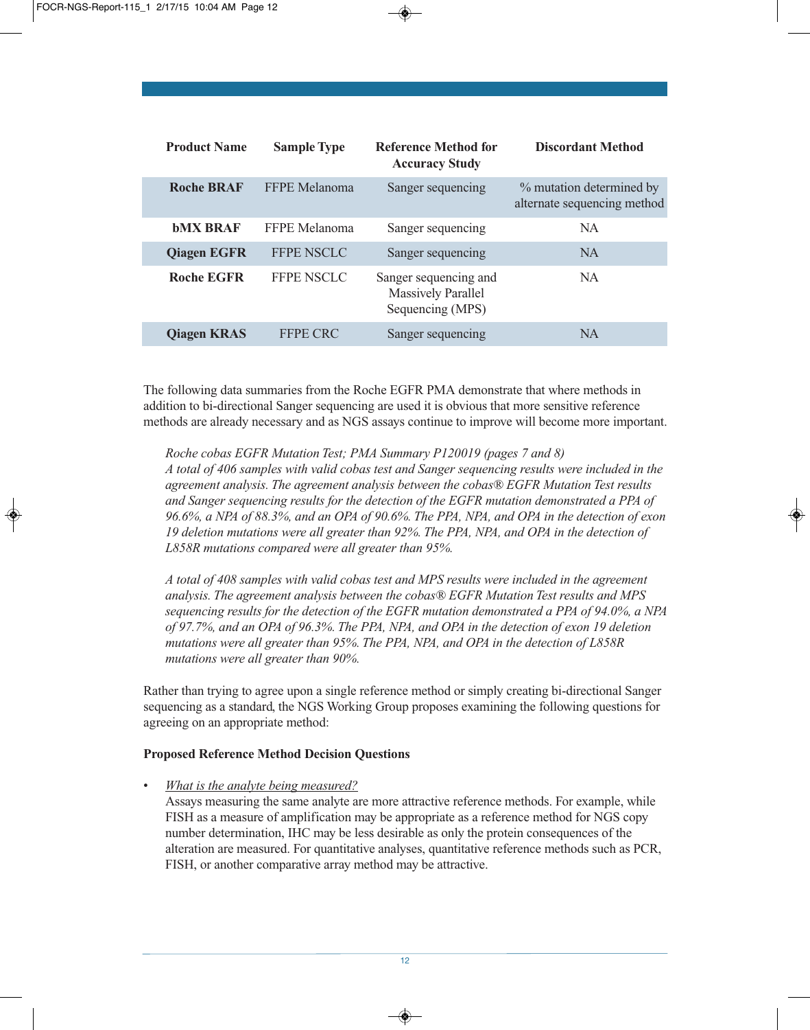| Product Name | Sample Type | Reference Method for Accuracy Study | Discordant Method |
|---|---|---|---|
| **Roche BRAF** | FFPE Melanoma | Sanger sequencing | % mutation determined by alternate sequencing method |
| **bMX BRAF** | FFPE Melanoma | Sanger sequencing | NA |
| **Qiagen EGFR** | FFPE NSCLC | Sanger sequencing | NA |
| **Roche EGFR** | FFPE NSCLC | Sanger sequencing and Massively Parallel Sequencing (MPS) | NA |
| **Qiagen KRAS** | FFPE CRC | Sanger sequencing | NA |

The following data summaries from the Roche EGFR PMA demonstrate that where methods in addition to bi-directional Sanger sequencing are used it is obvious that more sensitive reference methods are already necessary and as NGS assays continue to improve will become more important.

> *Roche cobas EGFR Mutation Test; PMA Summary P120019 (pages 7 and 8)*
> *A total of 406 samples with valid cobas test and Sanger sequencing results were included in the agreement analysis. The agreement analysis between the cobas® EGFR Mutation Test results and Sanger sequencing results for the detection of the EGFR mutation demonstrated a PPA of 96.6%, a NPA of 88.3%, and an OPA of 90.6%. The PPA, NPA, and OPA in the detection of exon 19 deletion mutations were all greater than 92%. The PPA, NPA, and OPA in the detection of L858R mutations compared were all greater than 95%.*
>
> *A total of 408 samples with valid cobas test and MPS results were included in the agreement analysis. The agreement analysis between the cobas® EGFR Mutation Test results and MPS sequencing results for the detection of the EGFR mutation demonstrated a PPA of 94.0%, a NPA of 97.7%, and an OPA of 96.3%. The PPA, NPA, and OPA in the detection of exon 19 deletion mutations were all greater than 95%. The PPA, NPA, and OPA in the detection of L858R mutations were all greater than 90%.*

Rather than trying to agree upon a single reference method or simply creating bi-directional Sanger sequencing as a standard, the NGS Working Group proposes examining the following questions for agreeing on an appropriate method:

**Proposed Reference Method Decision Questions**

- *What is the analyte being measured?*
  Assays measuring the same analyte are more attractive reference methods. For example, while FISH as a measure of amplification may be appropriate as a reference method for NGS copy number determination, IHC may be less desirable as only the protein consequences of the alteration are measured. For quantitative analyses, quantitative reference methods such as PCR, FISH, or another comparative array method may be attractive.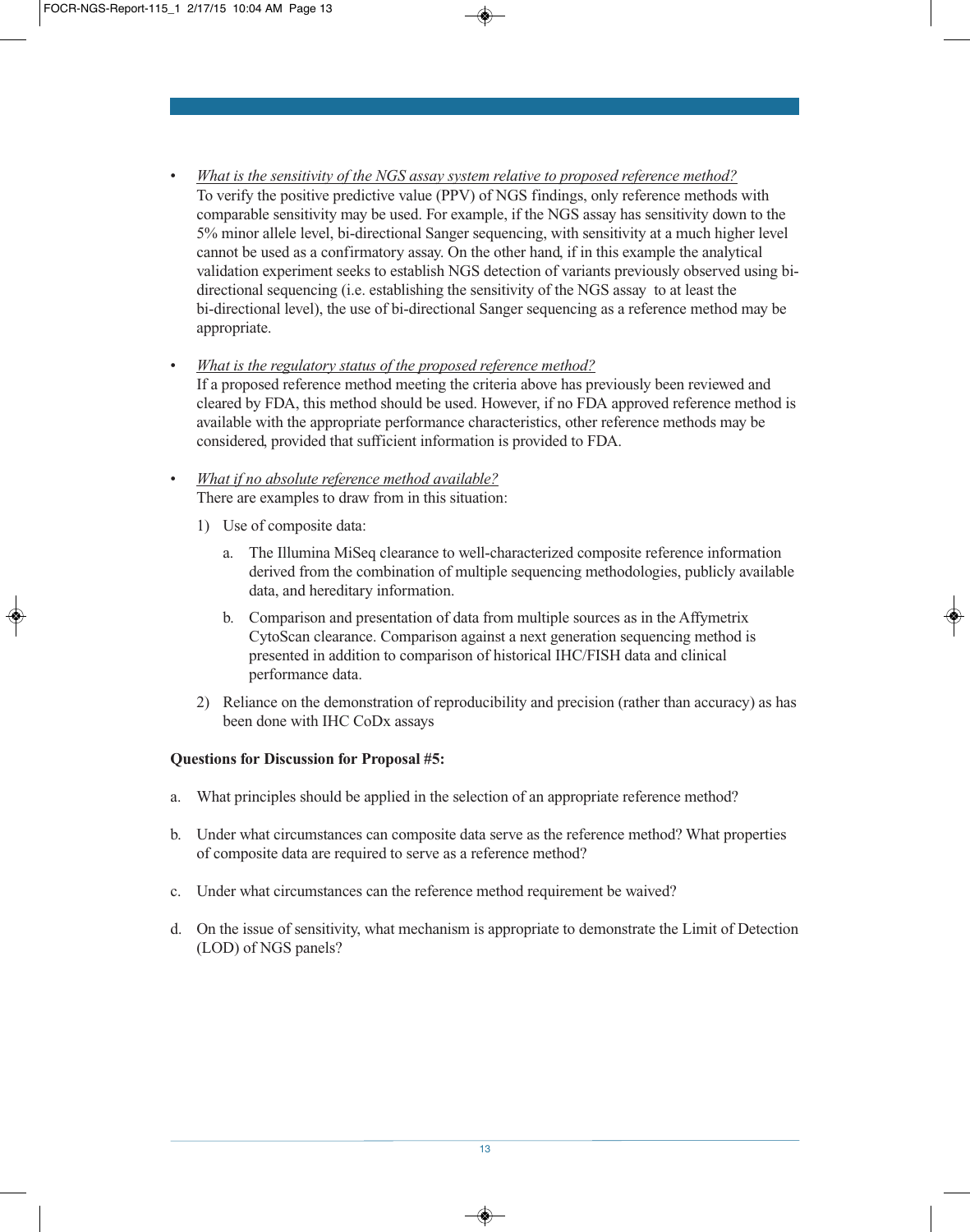- *What is the sensitivity of the NGS assay system relative to proposed reference method?*
  To verify the positive predictive value (PPV) of NGS findings, only reference methods with comparable sensitivity may be used. For example, if the NGS assay has sensitivity down to the 5% minor allele level, bi-directional Sanger sequencing, with sensitivity at a much higher level cannot be used as a confirmatory assay. On the other hand, if in this example the analytical validation experiment seeks to establish NGS detection of variants previously observed using bi-directional sequencing (i.e. establishing the sensitivity of the NGS assay to at least the bi-directional level), the use of bi-directional Sanger sequencing as a reference method may be appropriate.

- *What is the regulatory status of the proposed reference method?*
  If a proposed reference method meeting the criteria above has previously been reviewed and cleared by FDA, this method should be used. However, if no FDA approved reference method is available with the appropriate performance characteristics, other reference methods may be considered, provided that sufficient information is provided to FDA.

- *What if no absolute reference method available?*
  There are examples to draw from in this situation:

  1) Use of composite data:

     a. The Illumina MiSeq clearance to well-characterized composite reference information derived from the combination of multiple sequencing methodologies, publicly available data, and hereditary information.

     b. Comparison and presentation of data from multiple sources as in the Affymetrix CytoScan clearance. Comparison against a next generation sequencing method is presented in addition to comparison of historical IHC/FISH data and clinical performance data.

  2) Reliance on the demonstration of reproducibility and precision (rather than accuracy) as has been done with IHC CoDx assays

**Questions for Discussion for Proposal #5:**

a. What principles should be applied in the selection of an appropriate reference method?

b. Under what circumstances can composite data serve as the reference method? What properties of composite data are required to serve as a reference method?

c. Under what circumstances can the reference method requirement be waived?

d. On the issue of sensitivity, what mechanism is appropriate to demonstrate the Limit of Detection (LOD) of NGS panels?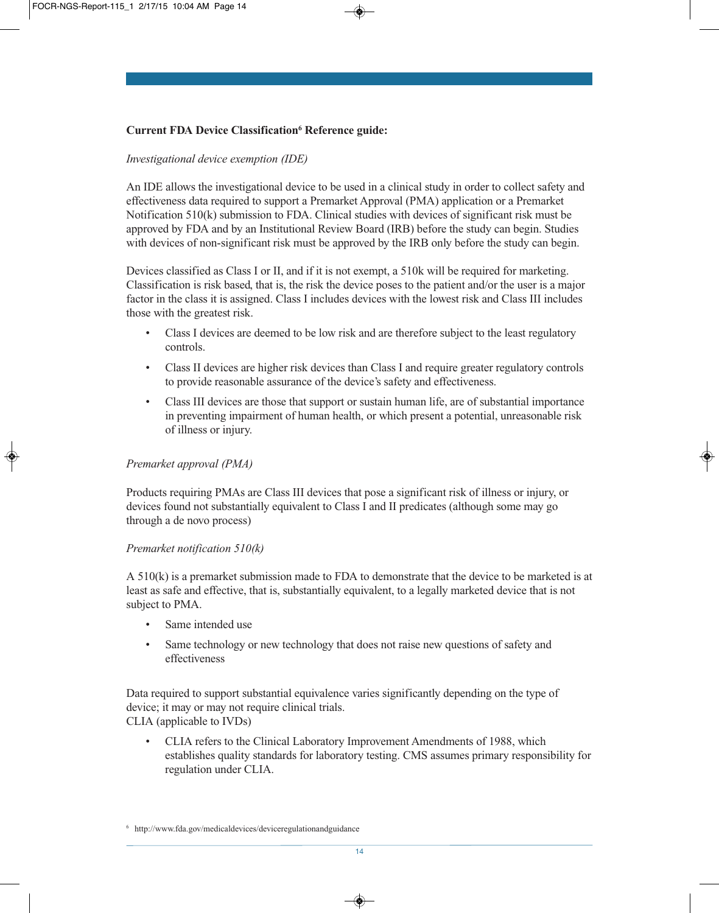**Current FDA Device Classification[6] Reference guide:**

*Investigational device exemption (IDE)*

An IDE allows the investigational device to be used in a clinical study in order to collect safety and effectiveness data required to support a Premarket Approval (PMA) application or a Premarket Notification 510(k) submission to FDA. Clinical studies with devices of significant risk must be approved by FDA and by an Institutional Review Board (IRB) before the study can begin. Studies with devices of non-significant risk must be approved by the IRB only before the study can begin.

Devices classified as Class I or II, and if it is not exempt, a 510k will be required for marketing. Classification is risk based, that is, the risk the device poses to the patient and/or the user is a major factor in the class it is assigned. Class I includes devices with the lowest risk and Class III includes those with the greatest risk.

- Class I devices are deemed to be low risk and are therefore subject to the least regulatory controls.
- Class II devices are higher risk devices than Class I and require greater regulatory controls to provide reasonable assurance of the device's safety and effectiveness.
- Class III devices are those that support or sustain human life, are of substantial importance in preventing impairment of human health, or which present a potential, unreasonable risk of illness or injury.

*Premarket approval (PMA)*

Products requiring PMAs are Class III devices that pose a significant risk of illness or injury, or devices found not substantially equivalent to Class I and II predicates (although some may go through a de novo process)

*Premarket notification 510(k)*

A 510(k) is a premarket submission made to FDA to demonstrate that the device to be marketed is at least as safe and effective, that is, substantially equivalent, to a legally marketed device that is not subject to PMA.

- Same intended use
- Same technology or new technology that does not raise new questions of safety and effectiveness

Data required to support substantial equivalence varies significantly depending on the type of device; it may or may not require clinical trials.

CLIA (applicable to IVDs)

- CLIA refers to the Clinical Laboratory Improvement Amendments of 1988, which establishes quality standards for laboratory testing. CMS assumes primary responsibility for regulation under CLIA.

[6] http://www.fda.gov/medicaldevices/deviceregulationandguidance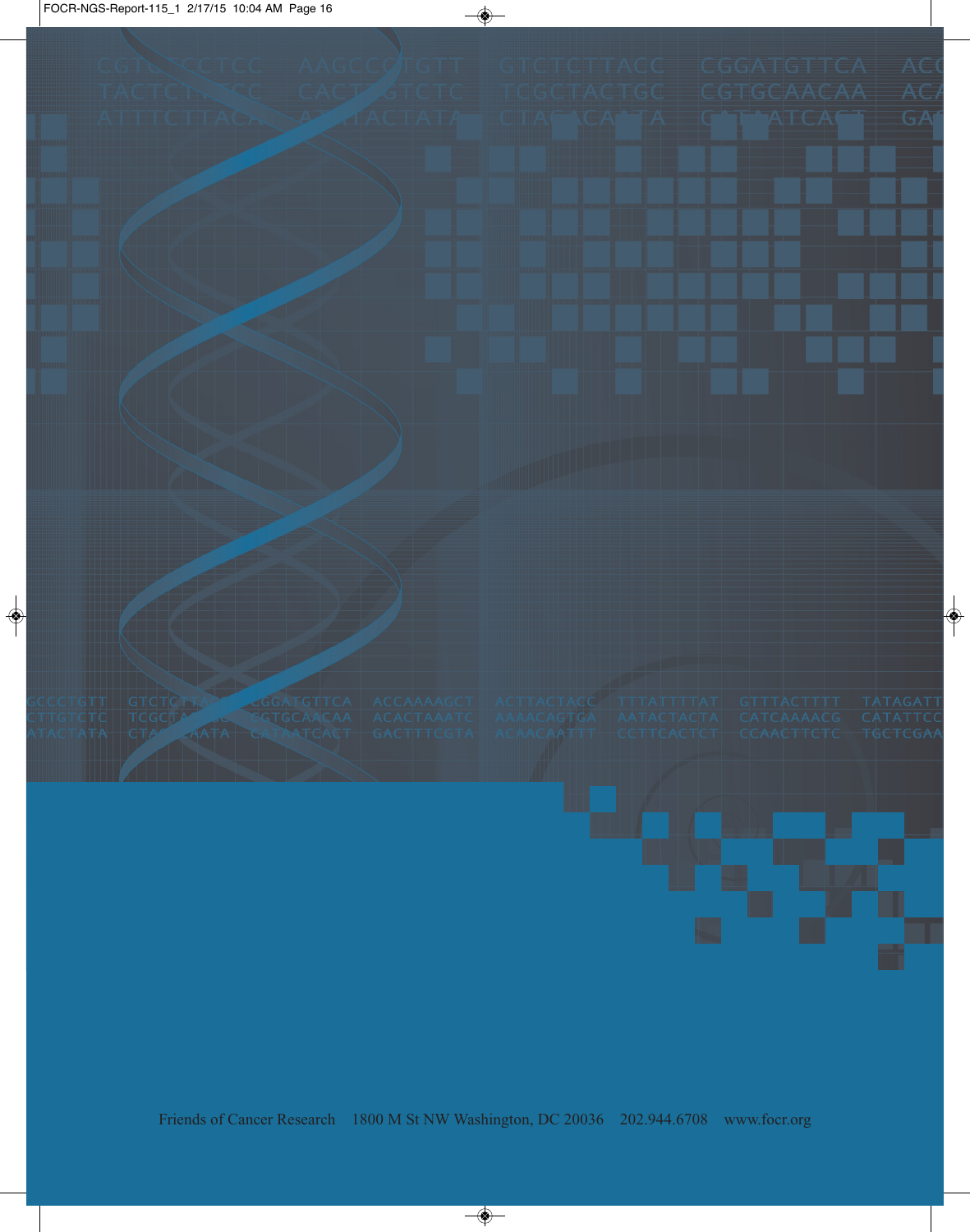Friends of Cancer Research 1800 M St NW Washington, DC 20036 202.944.6708 www.focr.org